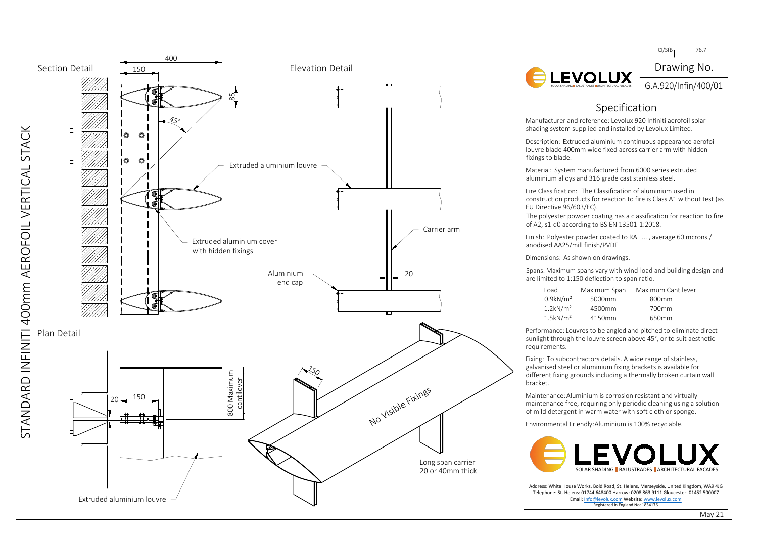# STANDARD INFINITI 400mm AEROFOIL VERTICAL STACK

## Section Detail

400

150

85

45°

Extruded aluminium louvre

Extruded aluminium cover with hidden fixings

## Elevation Detail

Carrier arm

Aluminium end cap

20

## Plan Detail

20

150

800 Maximum cantilever

Extruded aluminium louvre

150

No Visible Fixings

Long span carrier 20 or 40mm thick

CI/SfB 76.7

Drawing No.

G.A.920/Infin/400/01

## Specification

Manufacturer and reference: Levolux 920 Infiniti aerofoil solar shading system supplied and installed by Levolux Limited.

Description: Extruded aluminium continuous appearance aerofoil louvre blade 400mm wide fixed across carrier arm with hidden fixings to blade.

Material: System manufactured from 6000 series extruded aluminium alloys and 316 grade cast stainless steel.

Fire Classification: The Classification of aluminium used in construction products for reaction to fire is Class A1 without test (as EU Directive 96/603/EC).
The polyester powder coating has a classification for reaction to fire of A2, s1-d0 according to BS EN 13501-1:2018.

Finish: Polyester powder coated to RAL ... , average 60 mcrons / anodised AA25/mill finish/PVDF.

Dimensions: As shown on drawings.

Spans: Maximum spans vary with wind-load and building design and are limited to 1:150 deflection to span ratio.

| Load | Maximum Span | Maximum Cantilever |
|---|---|---|
| 0.9kN/m$^2$ | 5000mm | 800mm |
| 1.2kN/m$^2$ | 4500mm | 700mm |
| 1.5kN/m$^2$ | 4150mm | 650mm |

Performance: Louvres to be angled and pitched to eliminate direct sunlight through the louvre screen above 45°, or to suit aesthetic requirements.

Fixing: To subcontractors details. A wide range of stainless, galvanised steel or aluminium fixing brackets is available for different fixing grounds including a thermally broken curtain wall bracket.

Maintenance: Aluminium is corrosion resistant and virtually maintenance free, requiring only periodic cleaning using a solution of mild detergent in warm water with soft cloth or sponge.

Environmental Friendly: Aluminium is 100% recyclable.

LEVOLUX
SOLAR SHADING | BALUSTRADES | ARCHITECTURAL FACADES

Address: White House Works, Bold Road, St. Helens, Merseyside, United Kingdom, WA9 4JG
Telephone: St. Helens: 01744 648400 Harrow: 0208 863 9111 Gloucester: 01452 500007
Email: Info@levolux.com Website: www.levolux.com
Registered in England No: 1834176

May 21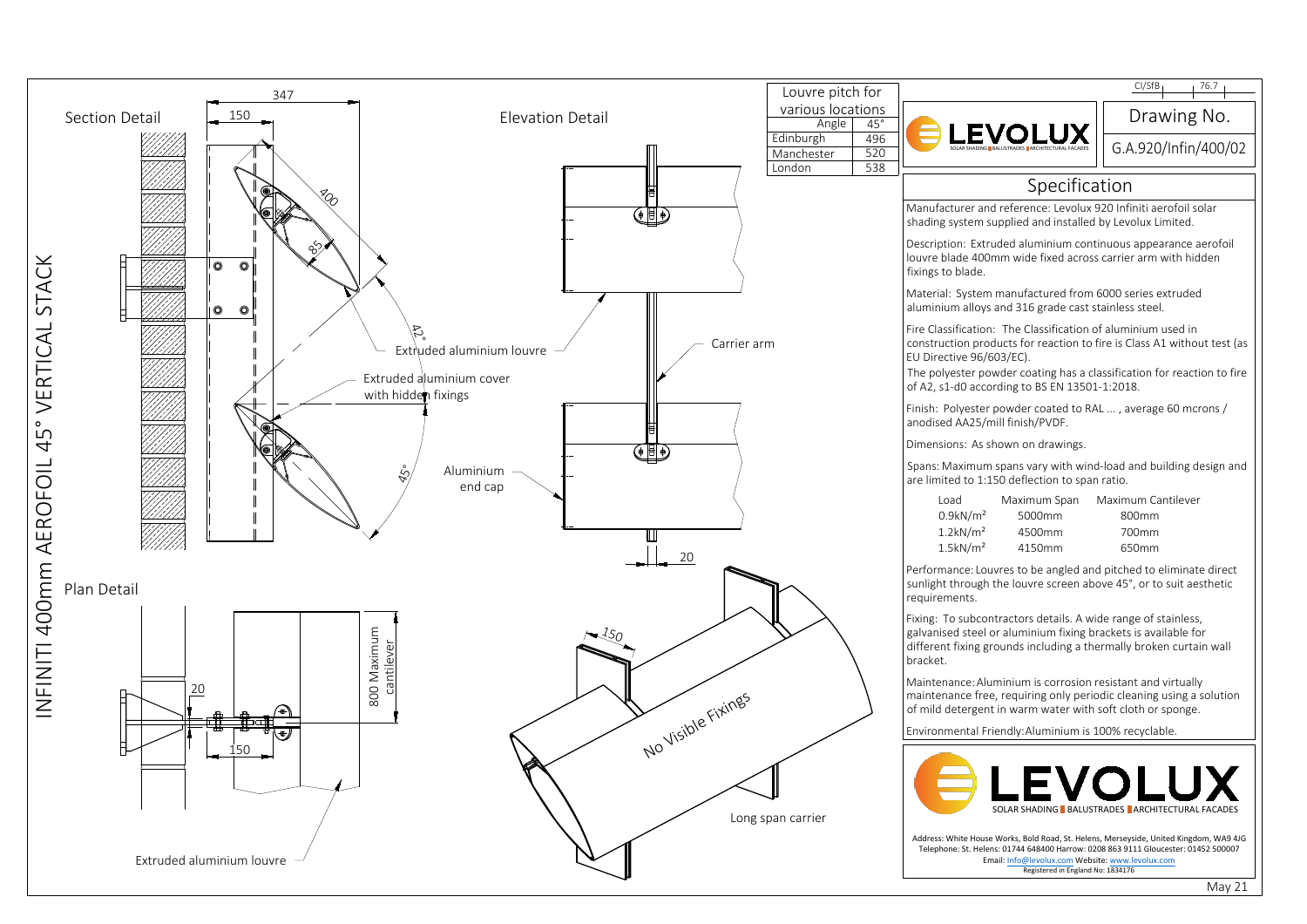# INFINITI 400mm AEROFOIL 45° VERTICAL STACK

## Section Detail

347

150

400

85

42°

45°

Extruded aluminium louvre

Extruded aluminium cover with hidden fixings

Aluminium end cap

## Elevation Detail

Carrier arm

20

150

No Visible Fixings

Long span carrier

## Plan Detail

20

150

800 Maximum cantilever

Extruded aluminium louvre

| Louvre pitch for various locations | |
|---|---|
| Angle | 45° |
| Edinburgh | 496 |
| Manchester | 520 |
| London | 538 |

LEVOLUX
SOLAR SHADING | BALUSTRADES | ARCHITECTURAL FACADES

CI/SfB 76.7

Drawing No.
G.A.920/Infin/400/02

## Specification

Manufacturer and reference: Levolux 920 Infiniti aerofoil solar shading system supplied and installed by Levolux Limited.

Description: Extruded aluminium continuous appearance aerofoil louvre blade 400mm wide fixed across carrier arm with hidden fixings to blade.

Material: System manufactured from 6000 series extruded aluminium alloys and 316 grade cast stainless steel.

Fire Classification: The Classification of aluminium used in construction products for reaction to fire is Class A1 without test (as EU Directive 96/603/EC).
The polyester powder coating has a classification for reaction to fire of A2, s1-d0 according to BS EN 13501-1:2018.

Finish: Polyester powder coated to RAL ... , average 60 microns / anodised AA25/mill finish/PVDF.

Dimensions: As shown on drawings.

Spans: Maximum spans vary with wind-load and building design and are limited to 1:150 deflection to span ratio.

| Load | Maximum Span | Maximum Cantilever |
|---|---|---|
| 0.9kN/m² | 5000mm | 800mm |
| 1.2kN/m² | 4500mm | 700mm |
| 1.5kN/m² | 4150mm | 650mm |

Performance: Louvres to be angled and pitched to eliminate direct sunlight through the louvre screen above 45°, or to suit aesthetic requirements.

Fixing: To subcontractors details. A wide range of stainless, galvanised steel or aluminium fixing brackets is available for different fixing grounds including a thermally broken curtain wall bracket.

Maintenance: Aluminium is corrosion resistant and virtually maintenance free, requiring only periodic cleaning using a solution of mild detergent in warm water with soft cloth or sponge.

Environmental Friendly: Aluminium is 100% recyclable.

LEVOLUX
SOLAR SHADING | BALUSTRADES | ARCHITECTURAL FACADES

Address: White House Works, Bold Road, St. Helens, Merseyside, United Kingdom, WA9 4JG
Telephone: St. Helens: 01744 648400 Harrow: 0208 863 9111 Gloucester: 01452 500007
Email: Info@levolux.com Website: www.levolux.com
Registered in England No: 1834176

May 21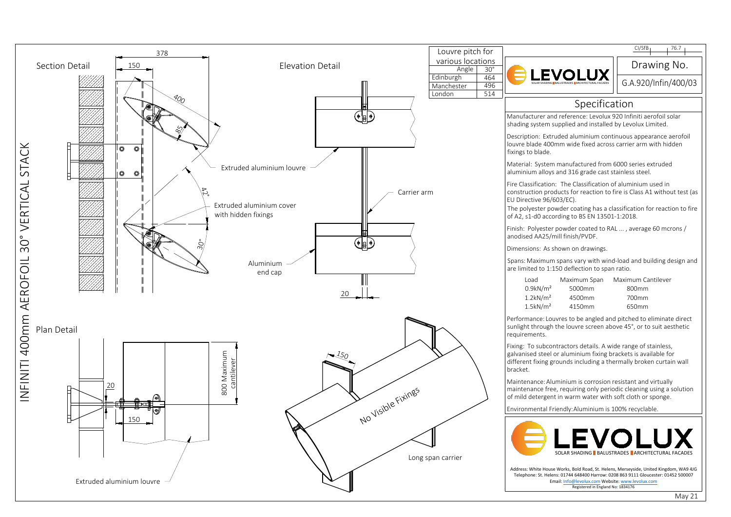# INFINITI 400mm AEROFOIL 30° VERTICAL STACK

## Section Detail

378

150

400

85

42°

30°

Extruded aluminium louvre

Extruded aluminium cover with hidden fixings

## Elevation Detail

Carrier arm

Aluminium end cap

20

## Plan Detail

20

150

800 Maximum cantilever

Extruded aluminium louvre

150

No Visible Fixings

Long span carrier

| Louvre pitch for various locations | |
|---|---|
| Angle | 30° |
| Edinburgh | 464 |
| Manchester | 496 |
| London | 514 |

LEVOLUX — SOLAR SHADING | BALUSTRADES | ARCHITECTURAL FACADES

CI/SfB 76.7

Drawing No.

G.A.920/Infin/400/03

## Specification

Manufacturer and reference: Levolux 920 Infiniti aerofoil solar shading system supplied and installed by Levolux Limited.

Description: Extruded aluminium continuous appearance aerofoil louvre blade 400mm wide fixed across carrier arm with hidden fixings to blade.

Material: System manufactured from 6000 series extruded aluminium alloys and 316 grade cast stainless steel.

Fire Classification: The Classification of aluminium used in construction products for reaction to fire is Class A1 without test (as EU Directive 96/603/EC).
The polyester powder coating has a classification for reaction to fire of A2, s1-d0 according to BS EN 13501-1:2018.

Finish: Polyester powder coated to RAL ... , average 60 microns / anodised AA25/mill finish/PVDF.

Dimensions: As shown on drawings.

Spans: Maximum spans vary with wind-load and building design and are limited to 1:150 deflection to span ratio.

| Load | Maximum Span | Maximum Cantilever |
|---|---|---|
| 0.9kN/m² | 5000mm | 800mm |
| 1.2kN/m² | 4500mm | 700mm |
| 1.5kN/m² | 4150mm | 650mm |

Performance: Louvres to be angled and pitched to eliminate direct sunlight through the louvre screen above 45°, or to suit aesthetic requirements.

Fixing: To subcontractors details. A wide range of stainless, galvanised steel or aluminium fixing brackets is available for different fixing grounds including a thermally broken curtain wall bracket.

Maintenance: Aluminium is corrosion resistant and virtually maintenance free, requiring only periodic cleaning using a solution of mild detergent in warm water with soft cloth or sponge.

Environmental Friendly: Aluminium is 100% recyclable.

LEVOLUX — SOLAR SHADING | BALUSTRADES | ARCHITECTURAL FACADES

Address: White House Works, Bold Road, St. Helens, Merseyside, United Kingdom, WA9 4JG
Telephone: St. Helens: 01744 648400 Harrow: 0208 863 9111 Gloucester: 01452 500007
Email: Info@levolux.com Website: www.levolux.com
Registered in England No: 1834176

May 21